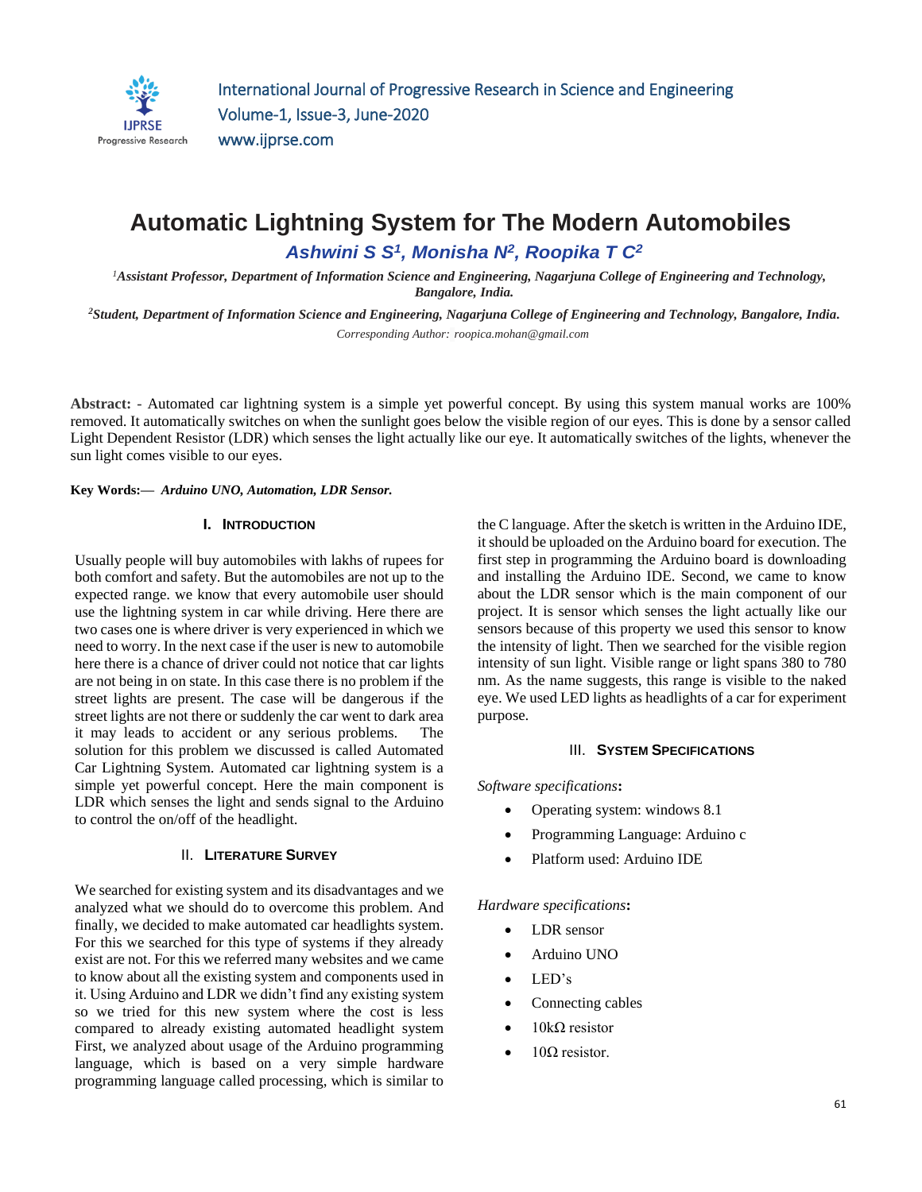# Automatic Lightning System for The Modern Automobiles

***Ashwini S S[1], Monisha N[2], Roopika T C[2]***

*[1]Assistant Professor, Department of Information Science and Engineering, Nagarjuna College of Engineering and Technology, Bangalore, India.*

*[2]Student, Department of Information Science and Engineering, Nagarjuna College of Engineering and Technology, Bangalore, India.*

*Corresponding Author: roopica.mohan@gmail.com*

**Abstract:** - Automated car lightning system is a simple yet powerful concept. By using this system manual works are 100% removed. It automatically switches on when the sunlight goes below the visible region of our eyes. This is done by a sensor called Light Dependent Resistor (LDR) which senses the light actually like our eye. It automatically switches of the lights, whenever the sun light comes visible to our eyes.

**Key Words:—** ***Arduino UNO, Automation, LDR Sensor.***

## I. Introduction

Usually people will buy automobiles with lakhs of rupees for both comfort and safety. But the automobiles are not up to the expected range. we know that every automobile user should use the lightning system in car while driving. Here there are two cases one is where driver is very experienced in which we need to worry. In the next case if the user is new to automobile here there is a chance of driver could not notice that car lights are not being in on state. In this case there is no problem if the street lights are present. The case will be dangerous if the street lights are not there or suddenly the car went to dark area it may leads to accident or any serious problems. The solution for this problem we discussed is called Automated Car Lightning System. Automated car lightning system is a simple yet powerful concept. Here the main component is LDR which senses the light and sends signal to the Arduino to control the on/off of the headlight.

## II. Literature Survey

We searched for existing system and its disadvantages and we analyzed what we should do to overcome this problem. And finally, we decided to make automated car headlights system. For this we searched for this type of systems if they already exist are not. For this we referred many websites and we came to know about all the existing system and components used in it. Using Arduino and LDR we didn't find any existing system so we tried for this new system where the cost is less compared to already existing automated headlight system First, we analyzed about usage of the Arduino programming language, which is based on a very simple hardware programming language called processing, which is similar to the C language. After the sketch is written in the Arduino IDE, it should be uploaded on the Arduino board for execution. The first step in programming the Arduino board is downloading and installing the Arduino IDE. Second, we came to know about the LDR sensor which is the main component of our project. It is sensor which senses the light actually like our sensors because of this property we used this sensor to know the intensity of light. Then we searched for the visible region intensity of sun light. Visible range or light spans 380 to 780 nm. As the name suggests, this range is visible to the naked eye. We used LED lights as headlights of a car for experiment purpose.

## III. System Specifications

*Software specifications***:**

- Operating system: windows 8.1
- Programming Language: Arduino c
- Platform used: Arduino IDE

*Hardware specifications***:**

- LDR sensor
- Arduino UNO
- LED's
- Connecting cables
- 10kΩ resistor
- 10Ω resistor.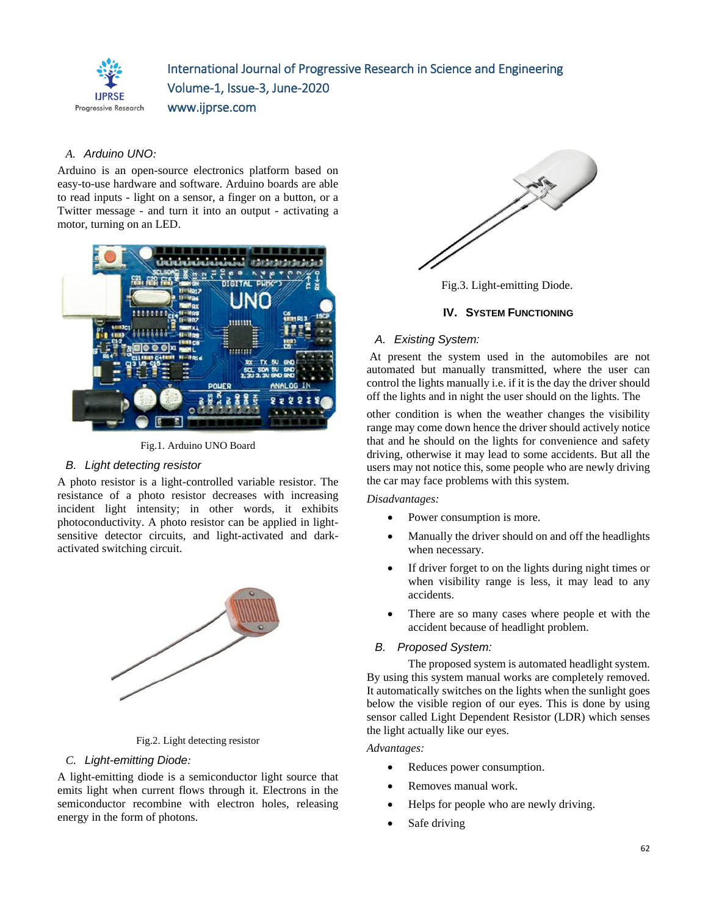### A. Arduino UNO:

Arduino is an open-source electronics platform based on easy-to-use hardware and software. Arduino boards are able to read inputs - light on a sensor, a finger on a button, or a Twitter message - and turn it into an output - activating a motor, turning on an LED.

Fig.1. Arduino UNO Board

### B. Light detecting resistor

A photo resistor is a light-controlled variable resistor. The resistance of a photo resistor decreases with increasing incident light intensity; in other words, it exhibits photoconductivity. A photo resistor can be applied in light-sensitive detector circuits, and light-activated and dark-activated switching circuit.

Fig.2. Light detecting resistor

### C. Light-emitting Diode:

A light-emitting diode is a semiconductor light source that emits light when current flows through it. Electrons in the semiconductor recombine with electron holes, releasing energy in the form of photons.

Fig.3. Light-emitting Diode.

## IV. SYSTEM FUNCTIONING

### A. Existing System:

At present the system used in the automobiles are not automated but manually transmitted, where the user can control the lights manually i.e. if it is the day the driver should off the lights and in night the user should on the lights. The other condition is when the weather changes the visibility range may come down hence the driver should actively notice that and he should on the lights for convenience and safety driving, otherwise it may lead to some accidents. But all the users may not notice this, some people who are newly driving the car may face problems with this system.

*Disadvantages:*

- Power consumption is more.
- Manually the driver should on and off the headlights when necessary.
- If driver forget to on the lights during night times or when visibility range is less, it may lead to any accidents.
- There are so many cases where people et with the accident because of headlight problem.

### B. Proposed System:

The proposed system is automated headlight system. By using this system manual works are completely removed. It automatically switches on the lights when the sunlight goes below the visible region of our eyes. This is done by using sensor called Light Dependent Resistor (LDR) which senses the light actually like our eyes.

*Advantages:*

- Reduces power consumption.
- Removes manual work.
- Helps for people who are newly driving.
- Safe driving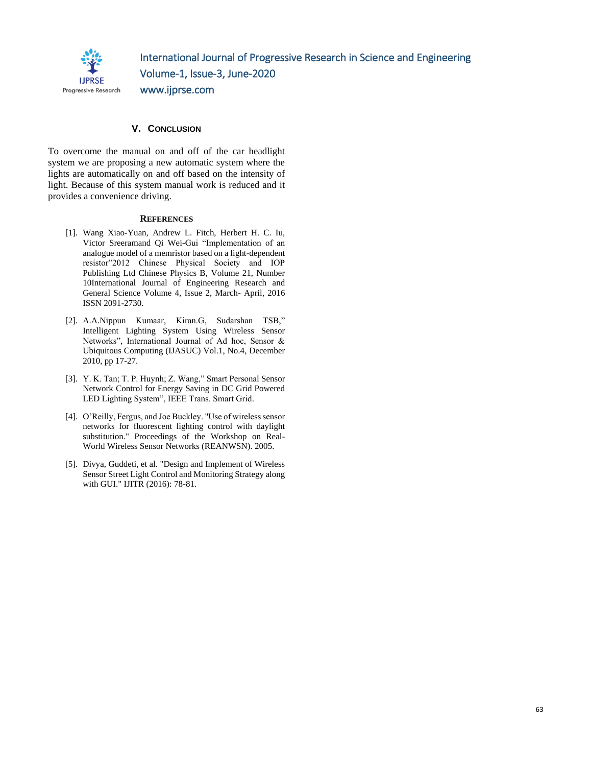## V. CONCLUSION

To overcome the manual on and off of the car headlight system we are proposing a new automatic system where the lights are automatically on and off based on the intensity of light. Because of this system manual work is reduced and it provides a convenience driving.

## REFERENCES

[1]. Wang Xiao-Yuan, Andrew L. Fitch, Herbert H. C. Iu, Victor Sreeramand Qi Wei-Gui "Implementation of an analogue model of a memristor based on a light-dependent resistor"2012 Chinese Physical Society and IOP Publishing Ltd Chinese Physics B, Volume 21, Number 10International Journal of Engineering Research and General Science Volume 4, Issue 2, March- April, 2016 ISSN 2091-2730.

[2]. A.A.Nippun Kumaar, Kiran.G, Sudarshan TSB," Intelligent Lighting System Using Wireless Sensor Networks", International Journal of Ad hoc, Sensor & Ubiquitous Computing (IJASUC) Vol.1, No.4, December 2010, pp 17-27.

[3]. Y. K. Tan; T. P. Huynh; Z. Wang," Smart Personal Sensor Network Control for Energy Saving in DC Grid Powered LED Lighting System", IEEE Trans. Smart Grid.

[4]. O'Reilly, Fergus, and Joe Buckley. "Use of wireless sensor networks for fluorescent lighting control with daylight substitution." Proceedings of the Workshop on Real-World Wireless Sensor Networks (REANWSN). 2005.

[5]. Divya, Guddeti, et al. "Design and Implement of Wireless Sensor Street Light Control and Monitoring Strategy along with GUI." IJITR (2016): 78-81.